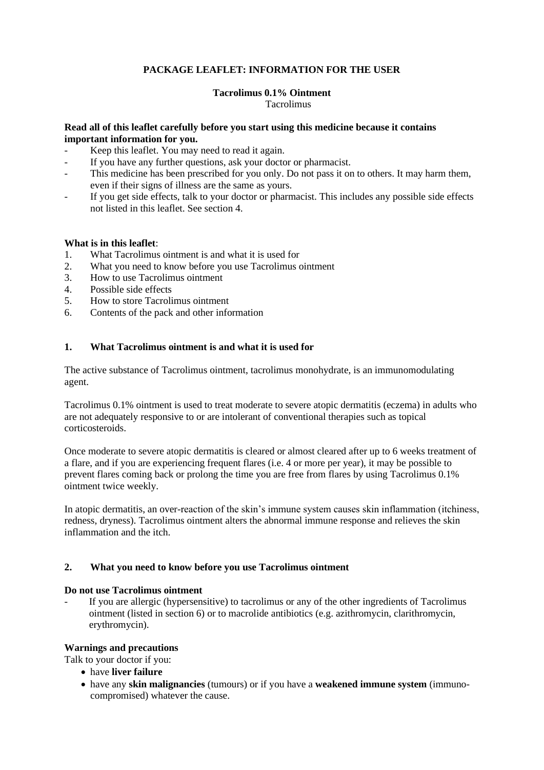# PACKAGE LEAFLET: INFORMATION FOR THE USER

## Tacrolimus 0.1% Ointment

Tacrolimus

**Read all of this leaflet carefully before you start using this medicine because it contains important information for you.**

- Keep this leaflet. You may need to read it again.
- If you have any further questions, ask your doctor or pharmacist.
- This medicine has been prescribed for you only. Do not pass it on to others. It may harm them, even if their signs of illness are the same as yours.
- If you get side effects, talk to your doctor or pharmacist. This includes any possible side effects not listed in this leaflet. See section 4.

**What is in this leaflet**:

1. What Tacrolimus ointment is and what it is used for
2. What you need to know before you use Tacrolimus ointment
3. How to use Tacrolimus ointment
4. Possible side effects
5. How to store Tacrolimus ointment
6. Contents of the pack and other information

## 1. What Tacrolimus ointment is and what it is used for

The active substance of Tacrolimus ointment, tacrolimus monohydrate, is an immunomodulating agent.

Tacrolimus 0.1% ointment is used to treat moderate to severe atopic dermatitis (eczema) in adults who are not adequately responsive to or are intolerant of conventional therapies such as topical corticosteroids.

Once moderate to severe atopic dermatitis is cleared or almost cleared after up to 6 weeks treatment of a flare, and if you are experiencing frequent flares (i.e. 4 or more per year), it may be possible to prevent flares coming back or prolong the time you are free from flares by using Tacrolimus 0.1% ointment twice weekly.

In atopic dermatitis, an over-reaction of the skin's immune system causes skin inflammation (itchiness, redness, dryness). Tacrolimus ointment alters the abnormal immune response and relieves the skin inflammation and the itch.

## 2. What you need to know before you use Tacrolimus ointment

**Do not use Tacrolimus ointment**

- If you are allergic (hypersensitive) to tacrolimus or any of the other ingredients of Tacrolimus ointment (listed in section 6) or to macrolide antibiotics (e.g. azithromycin, clarithromycin, erythromycin).

**Warnings and precautions**

Talk to your doctor if you:

- have **liver failure**
- have any **skin malignancies** (tumours) or if you have a **weakened immune system** (immuno-compromised) whatever the cause.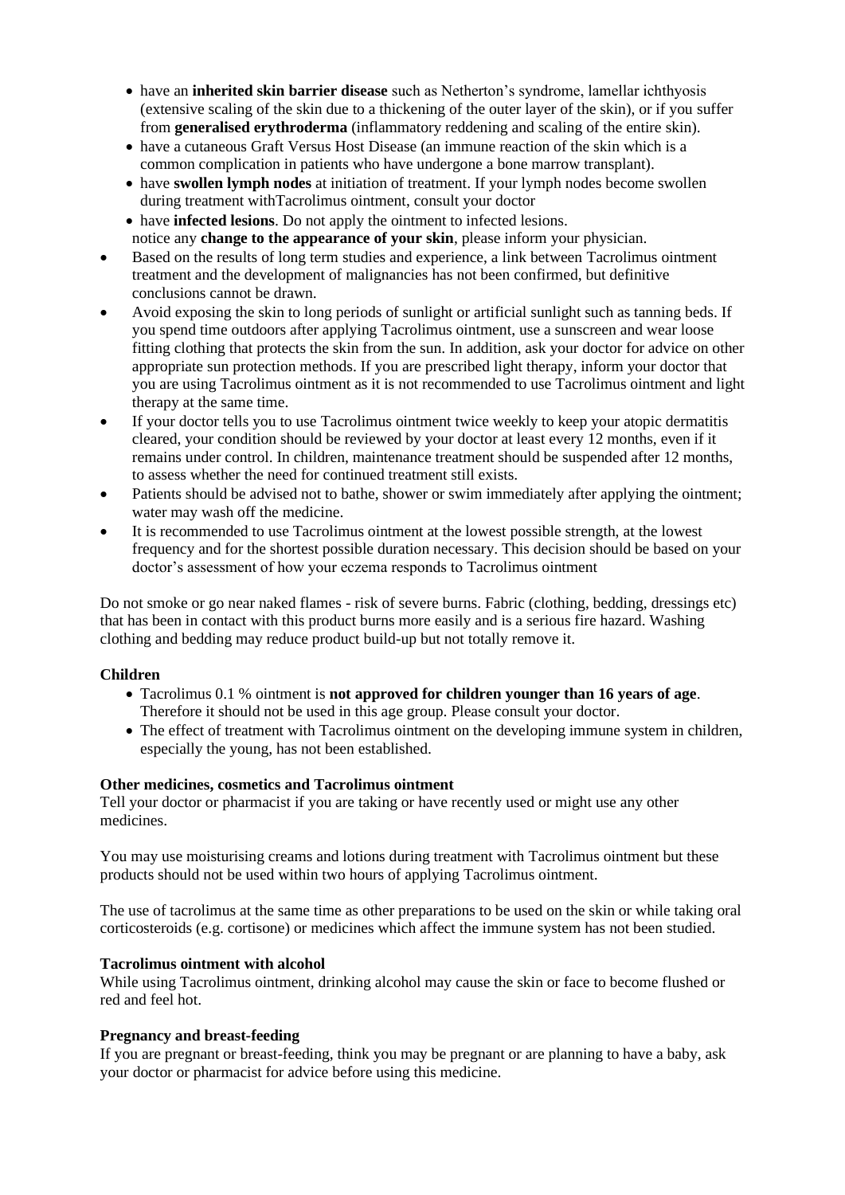- have an **inherited skin barrier disease** such as Netherton's syndrome, lamellar ichthyosis (extensive scaling of the skin due to a thickening of the outer layer of the skin), or if you suffer from **generalised erythroderma** (inflammatory reddening and scaling of the entire skin).
- have a cutaneous Graft Versus Host Disease (an immune reaction of the skin which is a common complication in patients who have undergone a bone marrow transplant).
- have **swollen lymph nodes** at initiation of treatment. If your lymph nodes become swollen during treatment withTacrolimus ointment, consult your doctor
- have **infected lesions**. Do not apply the ointment to infected lesions.

  notice any **change to the appearance of your skin**, please inform your physician.

- Based on the results of long term studies and experience, a link between Tacrolimus ointment treatment and the development of malignancies has not been confirmed, but definitive conclusions cannot be drawn.
- Avoid exposing the skin to long periods of sunlight or artificial sunlight such as tanning beds. If you spend time outdoors after applying Tacrolimus ointment, use a sunscreen and wear loose fitting clothing that protects the skin from the sun. In addition, ask your doctor for advice on other appropriate sun protection methods. If you are prescribed light therapy, inform your doctor that you are using Tacrolimus ointment as it is not recommended to use Tacrolimus ointment and light therapy at the same time.
- If your doctor tells you to use Tacrolimus ointment twice weekly to keep your atopic dermatitis cleared, your condition should be reviewed by your doctor at least every 12 months, even if it remains under control. In children, maintenance treatment should be suspended after 12 months, to assess whether the need for continued treatment still exists.
- Patients should be advised not to bathe, shower or swim immediately after applying the ointment; water may wash off the medicine.
- It is recommended to use Tacrolimus ointment at the lowest possible strength, at the lowest frequency and for the shortest possible duration necessary. This decision should be based on your doctor's assessment of how your eczema responds to Tacrolimus ointment

Do not smoke or go near naked flames - risk of severe burns. Fabric (clothing, bedding, dressings etc) that has been in contact with this product burns more easily and is a serious fire hazard. Washing clothing and bedding may reduce product build-up but not totally remove it.

**Children**

- Tacrolimus 0.1 % ointment is **not approved for children younger than 16 years of age**. Therefore it should not be used in this age group. Please consult your doctor.
- The effect of treatment with Tacrolimus ointment on the developing immune system in children, especially the young, has not been established.

**Other medicines, cosmetics and Tacrolimus ointment**

Tell your doctor or pharmacist if you are taking or have recently used or might use any other medicines.

You may use moisturising creams and lotions during treatment with Tacrolimus ointment but these products should not be used within two hours of applying Tacrolimus ointment.

The use of tacrolimus at the same time as other preparations to be used on the skin or while taking oral corticosteroids (e.g. cortisone) or medicines which affect the immune system has not been studied.

**Tacrolimus ointment with alcohol**

While using Tacrolimus ointment, drinking alcohol may cause the skin or face to become flushed or red and feel hot.

**Pregnancy and breast-feeding**

If you are pregnant or breast-feeding, think you may be pregnant or are planning to have a baby, ask your doctor or pharmacist for advice before using this medicine.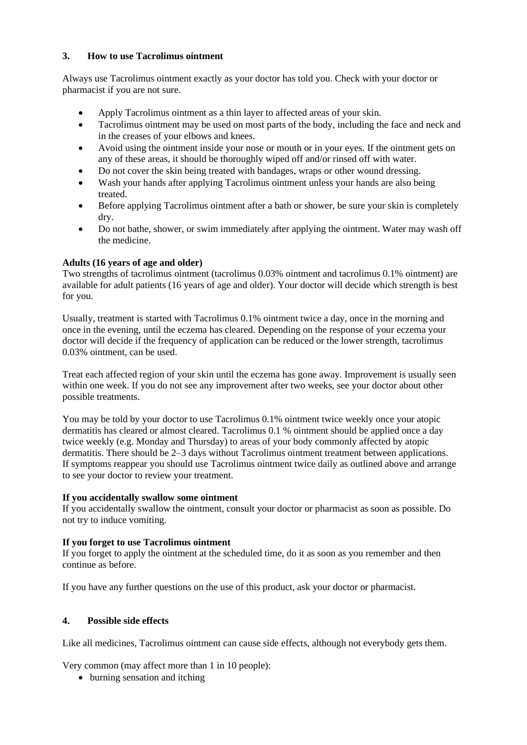## 3. How to use Tacrolimus ointment

Always use Tacrolimus ointment exactly as your doctor has told you. Check with your doctor or pharmacist if you are not sure.

- Apply Tacrolimus ointment as a thin layer to affected areas of your skin.
- Tacrolimus ointment may be used on most parts of the body, including the face and neck and in the creases of your elbows and knees.
- Avoid using the ointment inside your nose or mouth or in your eyes. If the ointment gets on any of these areas, it should be thoroughly wiped off and/or rinsed off with water.
- Do not cover the skin being treated with bandages, wraps or other wound dressing.
- Wash your hands after applying Tacrolimus ointment unless your hands are also being treated.
- Before applying Tacrolimus ointment after a bath or shower, be sure your skin is completely dry.
- Do not bathe, shower, or swim immediately after applying the ointment. Water may wash off the medicine.

**Adults (16 years of age and older)**

Two strengths of tacrolimus ointment (tacrolimus 0.03% ointment and tacrolimus 0.1% ointment) are available for adult patients (16 years of age and older). Your doctor will decide which strength is best for you.

Usually, treatment is started with Tacrolimus 0.1% ointment twice a day, once in the morning and once in the evening, until the eczema has cleared. Depending on the response of your eczema your doctor will decide if the frequency of application can be reduced or the lower strength, tacrolimus 0.03% ointment, can be used.

Treat each affected region of your skin until the eczema has gone away. Improvement is usually seen within one week. If you do not see any improvement after two weeks, see your doctor about other possible treatments.

You may be told by your doctor to use Tacrolimus 0.1% ointment twice weekly once your atopic dermatitis has cleared or almost cleared. Tacrolimus 0.1 % ointment should be applied once a day twice weekly (e.g. Monday and Thursday) to areas of your body commonly affected by atopic dermatitis. There should be 2–3 days without Tacrolimus ointment treatment between applications. If symptoms reappear you should use Tacrolimus ointment twice daily as outlined above and arrange to see your doctor to review your treatment.

**If you accidentally swallow some ointment**

If you accidentally swallow the ointment, consult your doctor or pharmacist as soon as possible. Do not try to induce vomiting.

**If you forget to use Tacrolimus ointment**

If you forget to apply the ointment at the scheduled time, do it as soon as you remember and then continue as before.

If you have any further questions on the use of this product, ask your doctor or pharmacist.

## 4. Possible side effects

Like all medicines, Tacrolimus ointment can cause side effects, although not everybody gets them.

Very common (may affect more than 1 in 10 people):

- burning sensation and itching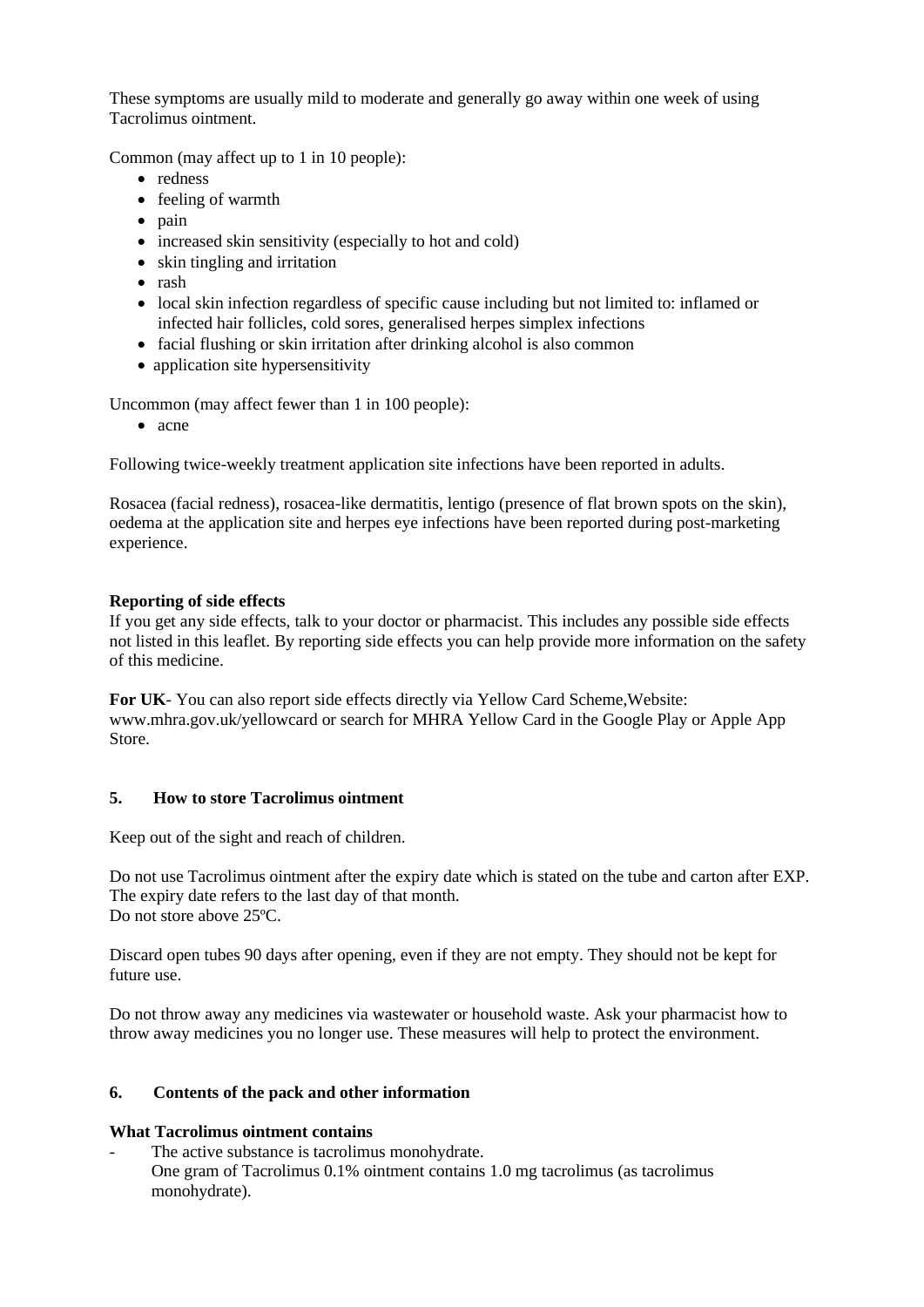These symptoms are usually mild to moderate and generally go away within one week of using Tacrolimus ointment.

Common (may affect up to 1 in 10 people):

- redness
- feeling of warmth
- pain
- increased skin sensitivity (especially to hot and cold)
- skin tingling and irritation
- rash
- local skin infection regardless of specific cause including but not limited to: inflamed or infected hair follicles, cold sores, generalised herpes simplex infections
- facial flushing or skin irritation after drinking alcohol is also common
- application site hypersensitivity

Uncommon (may affect fewer than 1 in 100 people):

- acne

Following twice-weekly treatment application site infections have been reported in adults.

Rosacea (facial redness), rosacea-like dermatitis, lentigo (presence of flat brown spots on the skin), oedema at the application site and herpes eye infections have been reported during post-marketing experience.

**Reporting of side effects**
If you get any side effects, talk to your doctor or pharmacist. This includes any possible side effects not listed in this leaflet. By reporting side effects you can help provide more information on the safety of this medicine.

**For UK**- You can also report side effects directly via Yellow Card Scheme,Website: www.mhra.gov.uk/yellowcard or search for MHRA Yellow Card in the Google Play or Apple App Store.

## 5. How to store Tacrolimus ointment

Keep out of the sight and reach of children.

Do not use Tacrolimus ointment after the expiry date which is stated on the tube and carton after EXP. The expiry date refers to the last day of that month.
Do not store above 25ºC.

Discard open tubes 90 days after opening, even if they are not empty. They should not be kept for future use.

Do not throw away any medicines via wastewater or household waste. Ask your pharmacist how to throw away medicines you no longer use. These measures will help to protect the environment.

## 6. Contents of the pack and other information

**What Tacrolimus ointment contains**

- The active substance is tacrolimus monohydrate.
  One gram of Tacrolimus 0.1% ointment contains 1.0 mg tacrolimus (as tacrolimus monohydrate).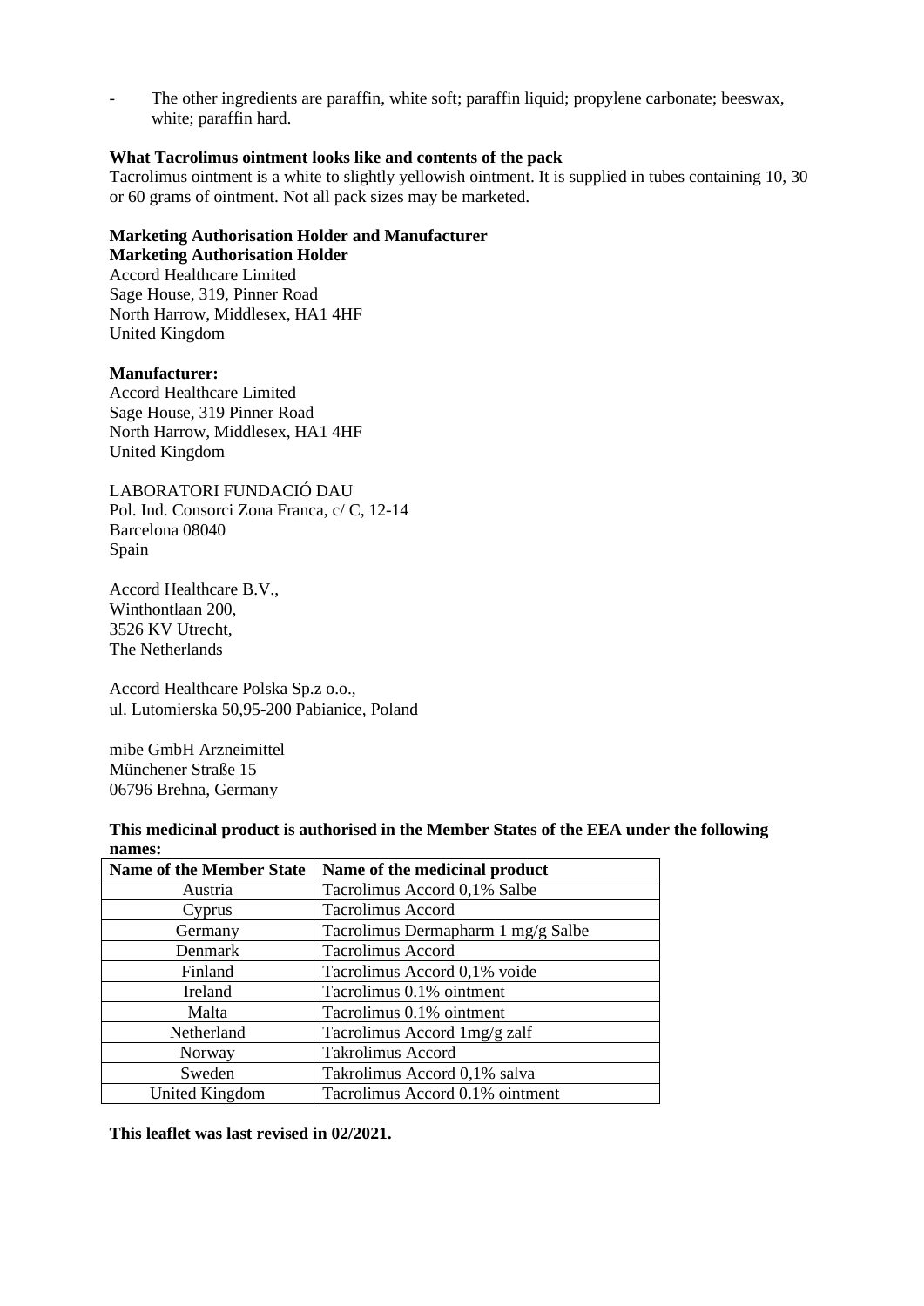- The other ingredients are paraffin, white soft; paraffin liquid; propylene carbonate; beeswax, white; paraffin hard.

**What Tacrolimus ointment looks like and contents of the pack**

Tacrolimus ointment is a white to slightly yellowish ointment. It is supplied in tubes containing 10, 30 or 60 grams of ointment. Not all pack sizes may be marketed.

**Marketing Authorisation Holder and Manufacturer**

**Marketing Authorisation Holder**

Accord Healthcare Limited
Sage House, 319, Pinner Road
North Harrow, Middlesex, HA1 4HF
United Kingdom

**Manufacturer:**

Accord Healthcare Limited
Sage House, 319 Pinner Road
North Harrow, Middlesex, HA1 4HF
United Kingdom

LABORATORI FUNDACIÓ DAU
Pol. Ind. Consorci Zona Franca, c/ C, 12-14
Barcelona 08040
Spain

Accord Healthcare B.V.,
Winthontlaan 200,
3526 KV Utrecht,
The Netherlands

Accord Healthcare Polska Sp.z o.o.,
ul. Lutomierska 50,95-200 Pabianice, Poland

mibe GmbH Arzneimittel
Münchener Straße 15
06796 Brehna, Germany

**This medicinal product is authorised in the Member States of the EEA under the following names:**

| Name of the Member State | Name of the medicinal product |
|---|---|
| Austria | Tacrolimus Accord 0,1% Salbe |
| Cyprus | Tacrolimus Accord |
| Germany | Tacrolimus Dermapharm 1 mg/g Salbe |
| Denmark | Tacrolimus Accord |
| Finland | Tacrolimus Accord 0,1% voide |
| Ireland | Tacrolimus 0.1% ointment |
| Malta | Tacrolimus 0.1% ointment |
| Netherland | Tacrolimus Accord 1mg/g zalf |
| Norway | Takrolimus Accord |
| Sweden | Takrolimus Accord 0,1% salva |
| United Kingdom | Tacrolimus Accord 0.1% ointment |

**This leaflet was last revised in 02/2021.**